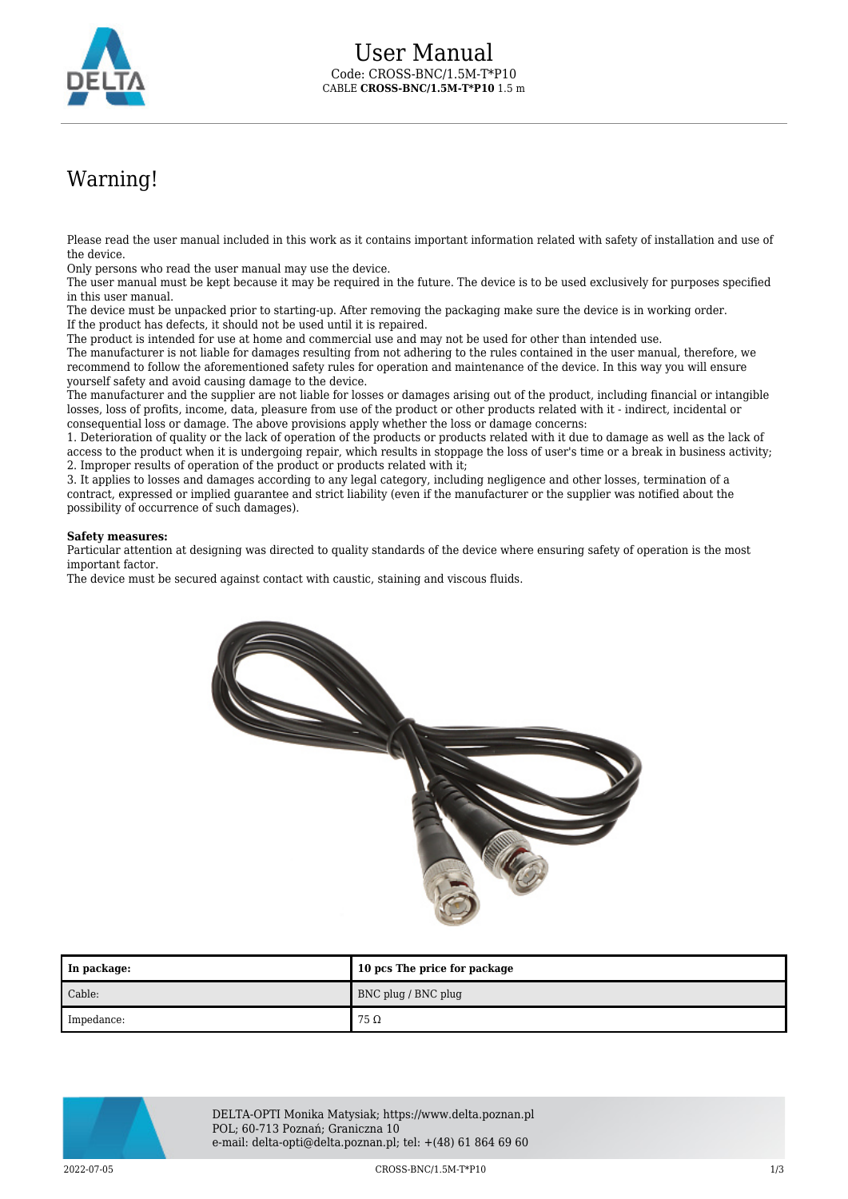# User Manual

Code: CROSS-BNC/1.5M-T*P10
CABLE **CROSS-BNC/1.5M-T*P10** 1.5 m

## Warning!

Please read the user manual included in this work as it contains important information related with safety of installation and use of the device.
Only persons who read the user manual may use the device.
The user manual must be kept because it may be required in the future. The device is to be used exclusively for purposes specified in this user manual.
The device must be unpacked prior to starting-up. After removing the packaging make sure the device is in working order.
If the product has defects, it should not be used until it is repaired.
The product is intended for use at home and commercial use and may not be used for other than intended use.
The manufacturer is not liable for damages resulting from not adhering to the rules contained in the user manual, therefore, we recommend to follow the aforementioned safety rules for operation and maintenance of the device. In this way you will ensure yourself safety and avoid causing damage to the device.
The manufacturer and the supplier are not liable for losses or damages arising out of the product, including financial or intangible losses, loss of profits, income, data, pleasure from use of the product or other products related with it - indirect, incidental or consequential loss or damage. The above provisions apply whether the loss or damage concerns:
1. Deterioration of quality or the lack of operation of the products or products related with it due to damage as well as the lack of access to the product when it is undergoing repair, which results in stoppage the loss of user's time or a break in business activity;
2. Improper results of operation of the product or products related with it;
3. It applies to losses and damages according to any legal category, including negligence and other losses, termination of a contract, expressed or implied guarantee and strict liability (even if the manufacturer or the supplier was notified about the possibility of occurrence of such damages).

**Safety measures:**
Particular attention at designing was directed to quality standards of the device where ensuring safety of operation is the most important factor.
The device must be secured against contact with caustic, staining and viscous fluids.

| In package: | 10 pcs The price for package |
|---|---|
| Cable: | BNC plug / BNC plug |
| Impedance: | 75 Ω |

DELTA-OPTI Monika Matysiak; https://www.delta.poznan.pl
POL; 60-713 Poznań; Graniczna 10
e-mail: delta-opti@delta.poznan.pl; tel: +(48) 61 864 69 60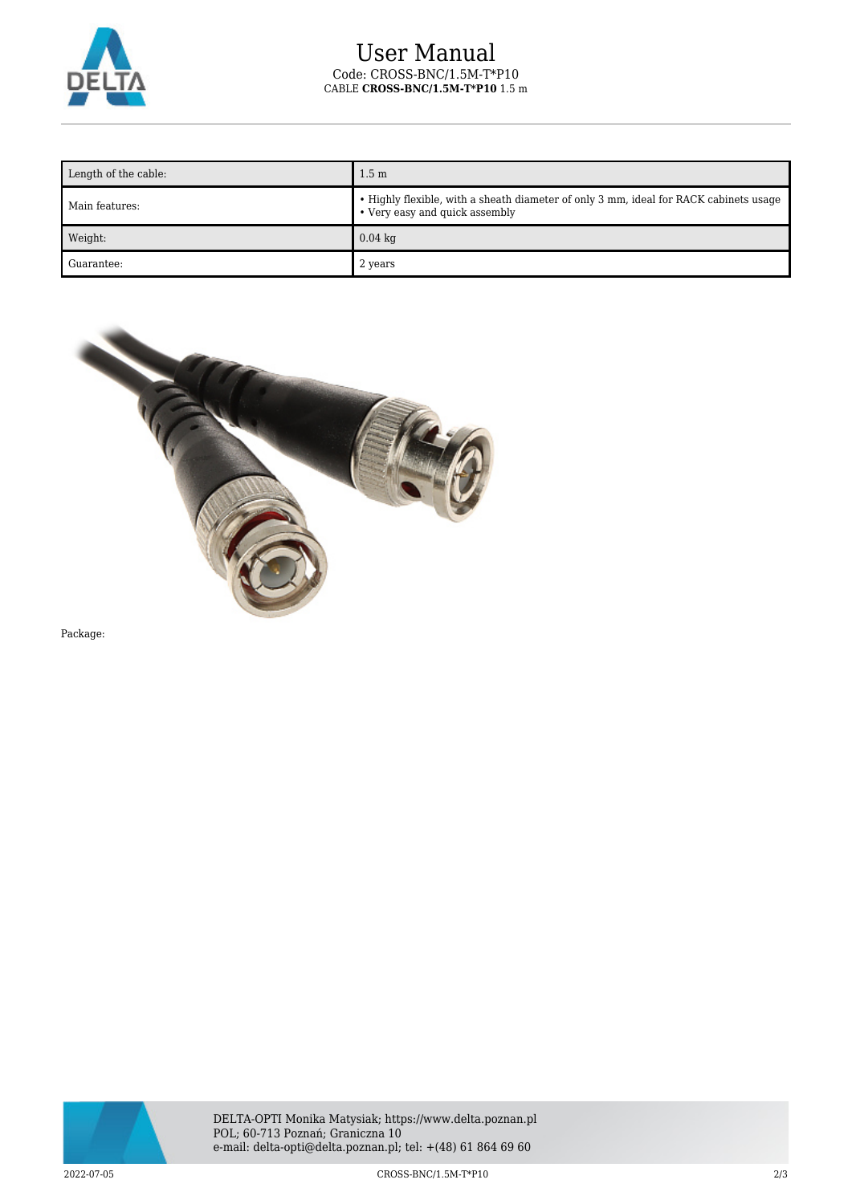# User Manual

Code: CROSS-BNC/1.5M-T*P10
CABLE **CROSS-BNC/1.5M-T*P10** 1.5 m

| Length of the cable: | 1.5 m |
|---|---|
| Main features: | • Highly flexible, with a sheath diameter of only 3 mm, ideal for RACK cabinets usage<br>• Very easy and quick assembly |
| Weight: | 0.04 kg |
| Guarantee: | 2 years |

Package:

DELTA-OPTI Monika Matysiak; https://www.delta.poznan.pl
POL; 60-713 Poznań; Graniczna 10
e-mail: delta-opti@delta.poznan.pl; tel: +(48) 61 864 69 60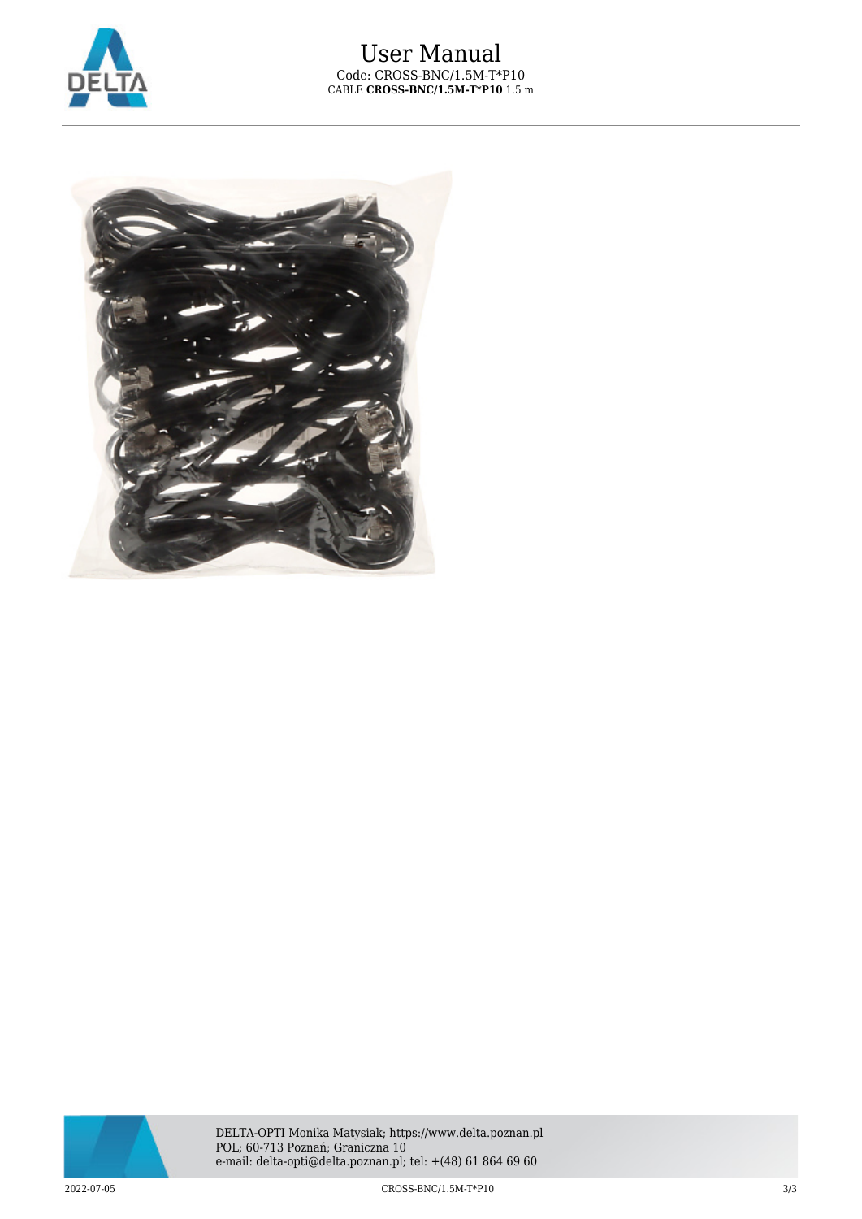# User Manual

Code: CROSS-BNC/1.5M-T*P10
CABLE **CROSS-BNC/1.5M-T*P10** 1.5 m

DELTA-OPTI Monika Matysiak; https://www.delta.poznan.pl
POL; 60-713 Poznań; Graniczna 10
e-mail: delta-opti@delta.poznan.pl; tel: +(48) 61 864 69 60